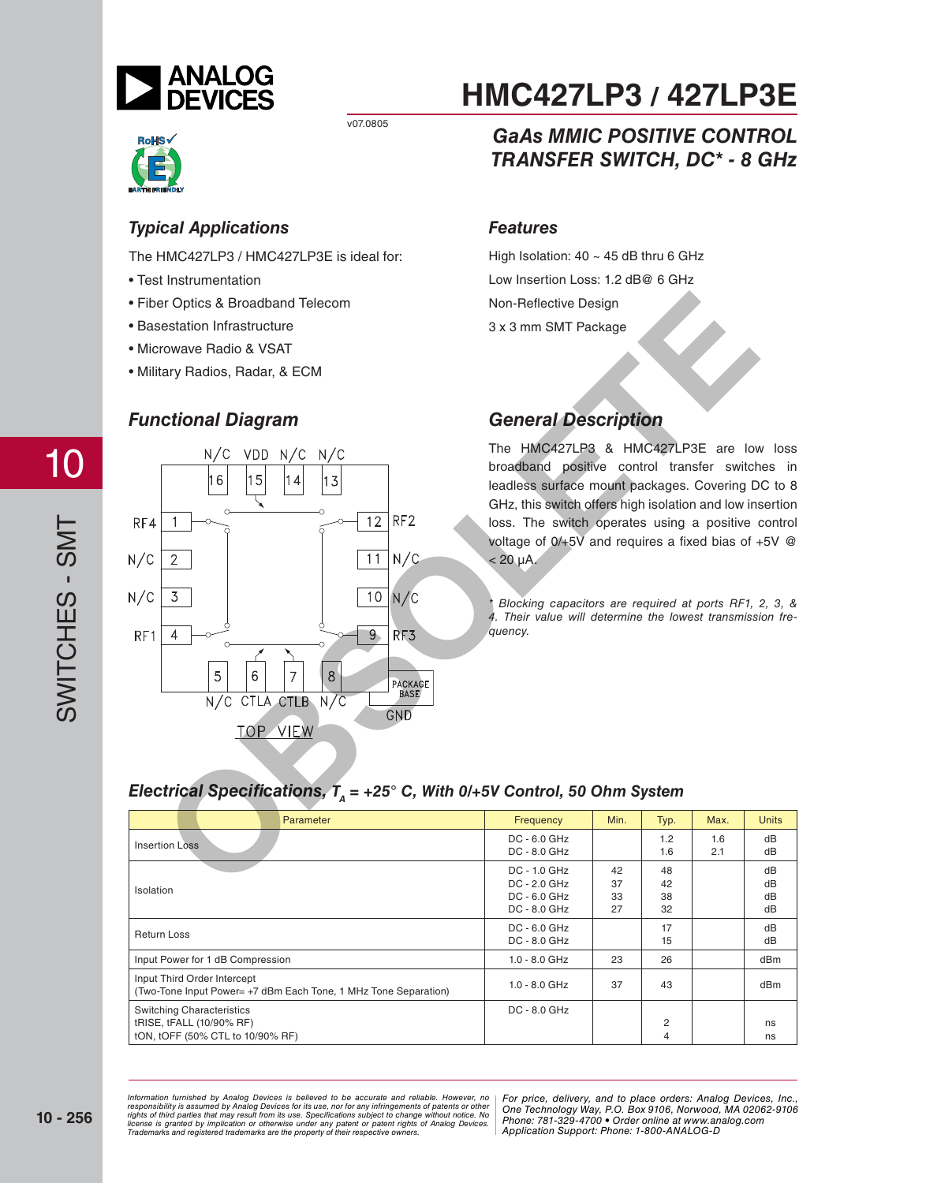# HMC427LP3 / 427LP3E

v07.0805

## GaAs MMIC POSITIVE CONTROL TRANSFER SWITCH, DC* - 8 GHz

### Typical Applications

The HMC427LP3 / HMC427LP3E is ideal for:

- Test Instrumentation
- Fiber Optics & Broadband Telecom
- Basestation Infrastructure
- Microwave Radio & VSAT
- Military Radios, Radar, & ECM

### Features

High Isolation: 40 ~ 45 dB thru 6 GHz

Low Insertion Loss: 1.2 dB@ 6 GHz

Non-Reflective Design

3 x 3 mm SMT Package

### Functional Diagram

N/C VDD N/C N/C
16 15 14 13

RF4 1 — 12 RF2
N/C 2 — 11 N/C
N/C 3 — 10 N/C
RF1 4 — 9 RF3

5 6 7 8
N/C CTLA CTLB N/C

PACKAGE BASE GND

TOP VIEW

### General Description

The HMC427LP3 & HMC427LP3E are low loss broadband positive control transfer switches in leadless surface mount packages. Covering DC to 8 GHz, this switch offers high isolation and low insertion loss. The switch operates using a positive control voltage of 0/+5V and requires a fixed bias of +5V @ < 20 µA.

*\* Blocking capacitors are required at ports RF1, 2, 3, & 4. Their value will determine the lowest transmission frequency.*

### Electrical Specifications, $T_A$ = +25° C, With 0/+5V Control, 50 Ohm System

| Parameter | Frequency | Min. | Typ. | Max. | Units |
|---|---|---|---|---|---|
| Insertion Loss | DC - 6.0 GHz<br>DC - 8.0 GHz | | 1.2<br>1.6 | 1.6<br>2.1 | dB<br>dB |
| Isolation | DC - 1.0 GHz<br>DC - 2.0 GHz<br>DC - 6.0 GHz<br>DC - 8.0 GHz | 42<br>37<br>33<br>27 | 48<br>42<br>38<br>32 | | dB<br>dB<br>dB<br>dB |
| Return Loss | DC - 6.0 GHz<br>DC - 8.0 GHz | | 17<br>15 | | dB<br>dB |
| Input Power for 1 dB Compression | 1.0 - 8.0 GHz | 23 | 26 | | dBm |
| Input Third Order Intercept<br>(Two-Tone Input Power= +7 dBm Each Tone, 1 MHz Tone Separation) | 1.0 - 8.0 GHz | 37 | 43 | | dBm |
| Switching Characteristics<br>tRISE, tFALL (10/90% RF)<br>tON, tOFF (50% CTL to 10/90% RF) | DC - 8.0 GHz | | <br>2<br>4 | | <br>ns<br>ns |

*Information furnished by Analog Devices is believed to be accurate and reliable. However, no responsibility is assumed by Analog Devices for its use, nor for any infringements of patents or other rights of third parties that may result from its use. Specifications subject to change without notice. No license is granted by implication or otherwise under any patent or patent rights of Analog Devices. Trademarks and registered trademarks are the property of their respective owners.*

*For price, delivery, and to place orders: Analog Devices, Inc., One Technology Way, P.O. Box 9106, Norwood, MA 02062-9106 Phone: 781-329-4700 • Order online at www.analog.com Application Support: Phone: 1-800-ANALOG-D*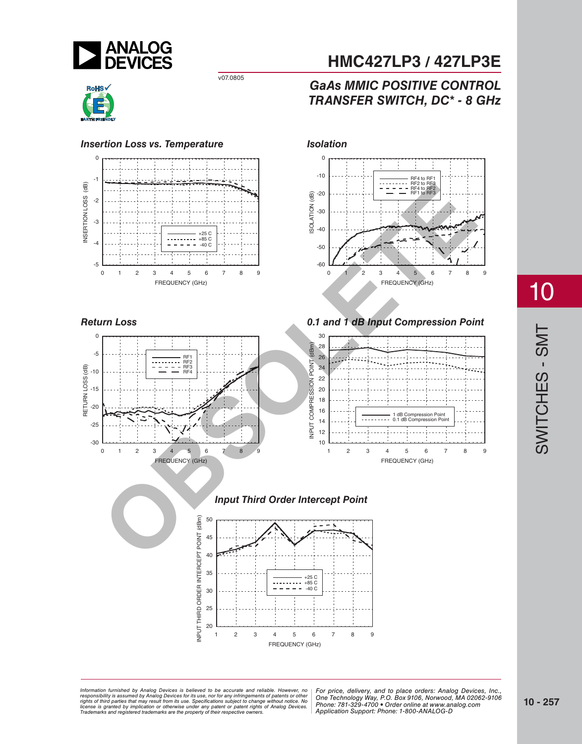# HMC427LP3 / 427LP3E

v07.0805

## *GaAs MMIC POSITIVE CONTROL TRANSFER SWITCH, DC* - 8 GHz*

### *Insertion Loss vs. Temperature*

### *Isolation*

### *Return Loss*

### *0.1 and 1 dB Input Compression Point*

### *Input Third Order Intercept Point*

OBSOLETE

*Information furnished by Analog Devices is believed to be accurate and reliable. However, no responsibility is assumed by Analog Devices for its use, nor for any infringements of patents or other rights of third parties that may result from its use. Specifications subject to change without notice. No license is granted by implication or otherwise under any patent or patent rights of Analog Devices. Trademarks and registered trademarks are the property of their respective owners.*

*For price, delivery, and to place orders: Analog Devices, Inc., One Technology Way, P.O. Box 9106, Norwood, MA 02062-9106 Phone: 781-329-4700 • Order online at www.analog.com Application Support: Phone: 1-800-ANALOG-D*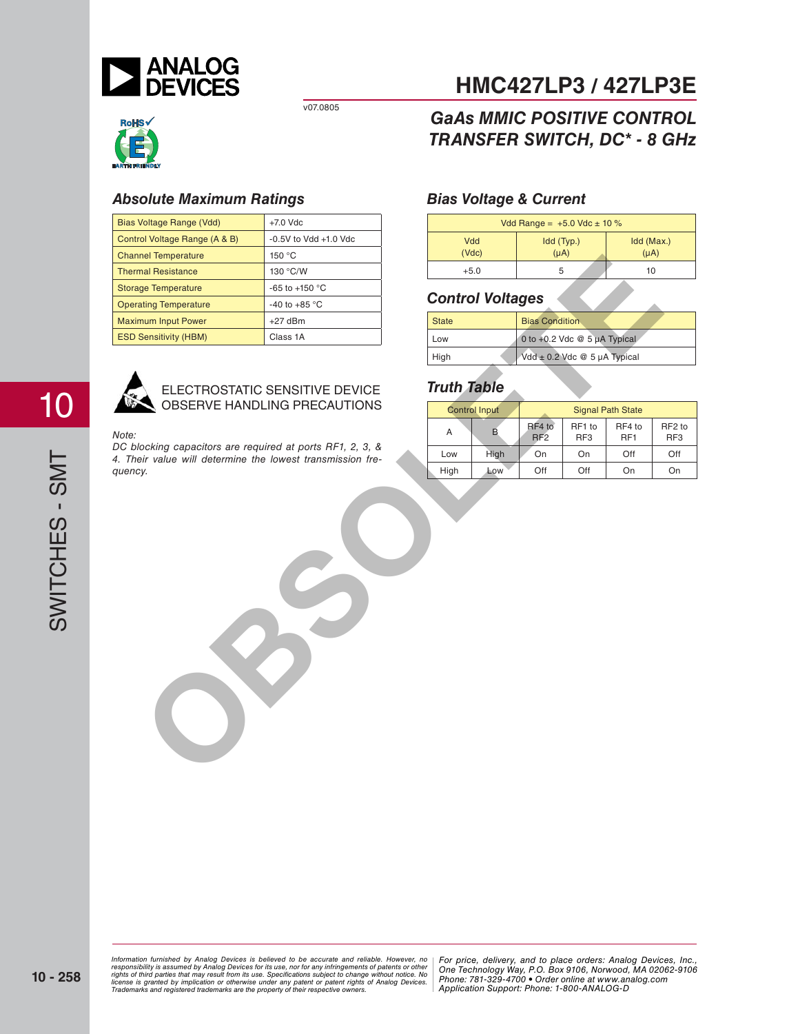# HMC427LP3 / 427LP3E

v07.0805

## GaAs MMIC POSITIVE CONTROL TRANSFER SWITCH, DC* - 8 GHz

### Absolute Maximum Ratings

| Bias Voltage Range (Vdd) | +7.0 Vdc |
|---|---|
| Control Voltage Range (A & B) | -0.5V to Vdd +1.0 Vdc |
| Channel Temperature | 150 °C |
| Thermal Resistance | 130 °C/W |
| Storage Temperature | -65 to +150 °C |
| Operating Temperature | -40 to +85 °C |
| Maximum Input Power | +27 dBm |
| ESD Sensitivity (HBM) | Class 1A |

ELECTROSTATIC SENSITIVE DEVICE
OBSERVE HANDLING PRECAUTIONS

*Note:*
*DC blocking capacitors are required at ports RF1, 2, 3, & 4. Their value will determine the lowest transmission frequency.*

### Bias Voltage & Current

| Vdd Range = +5.0 Vdc ± 10 % | | |
|---|---|---|
| Vdd (Vdc) | Idd (Typ.) (µA) | Idd (Max.) (µA) |
| +5.0 | 5 | 10 |

### Control Voltages

| State | Bias Condition |
|---|---|
| Low | 0 to +0.2 Vdc @ 5 µA Typical |
| High | Vdd ± 0.2 Vdc @ 5 µA Typical |

### Truth Table

| Control Input | | Signal Path State | | | |
|---|---|---|---|---|---|
| A | B | RF4 to RF2 | RF1 to RF3 | RF4 to RF1 | RF2 to RF3 |
| Low | High | On | On | Off | Off |
| High | Low | Off | Off | On | On |

OBSOLETE

Information furnished by Analog Devices is believed to be accurate and reliable. However, no responsibility is assumed by Analog Devices for its use, nor for any infringements of patents or other rights of third parties that may result from its use. Specifications subject to change without notice. No license is granted by implication or otherwise under any patent or patent rights of Analog Devices. Trademarks and registered trademarks are the property of their respective owners.

For price, delivery, and to place orders: Analog Devices, Inc., One Technology Way, P.O. Box 9106, Norwood, MA 02062-9106
Phone: 781-329-4700 • Order online at www.analog.com
Application Support: Phone: 1-800-ANALOG-D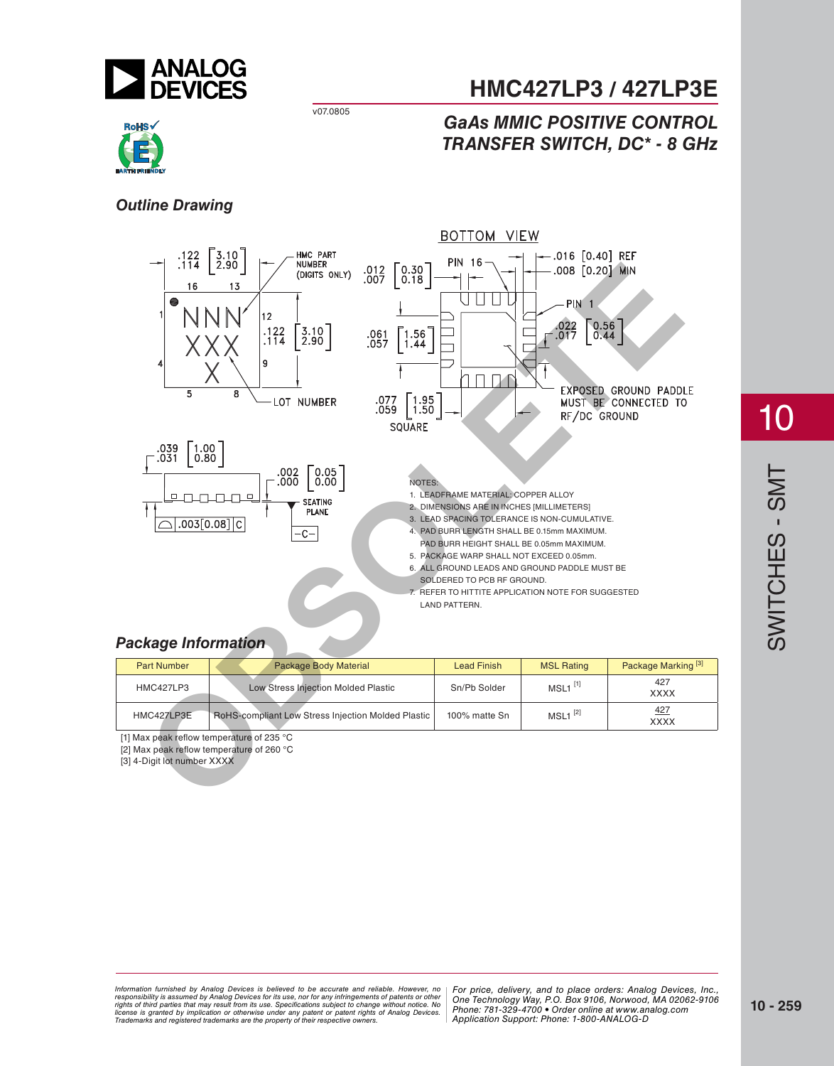# HMC427LP3 / 427LP3E

v07.0805

## GaAs MMIC POSITIVE CONTROL TRANSFER SWITCH, DC* - 8 GHz

### Outline Drawing

NOTES:

1. LEADFRAME MATERIAL: COPPER ALLOY
2. DIMENSIONS ARE IN INCHES [MILLIMETERS]
3. LEAD SPACING TOLERANCE IS NON-CUMULATIVE.
4. PAD BURR LENGTH SHALL BE 0.15mm MAXIMUM. PAD BURR HEIGHT SHALL BE 0.05mm MAXIMUM.
5. PACKAGE WARP SHALL NOT EXCEED 0.05mm.
6. ALL GROUND LEADS AND GROUND PADDLE MUST BE SOLDERED TO PCB RF GROUND.
7. REFER TO HITTITE APPLICATION NOTE FOR SUGGESTED LAND PATTERN.

### Package Information

| Part Number | Package Body Material | Lead Finish | MSL Rating | Package Marking [3] |
|---|---|---|---|---|
| HMC427LP3 | Low Stress Injection Molded Plastic | Sn/Pb Solder | MSL1 [1] | 427<br>XXXX |
| HMC427LP3E | RoHS-compliant Low Stress Injection Molded Plastic | 100% matte Sn | MSL1 [2] | 427<br>XXXX |

[1] Max peak reflow temperature of 235 °C
[2] Max peak reflow temperature of 260 °C
[3] 4-Digit lot number XXXX

*Information furnished by Analog Devices is believed to be accurate and reliable. However, no responsibility is assumed by Analog Devices for its use, nor for any infringements of patents or other rights of third parties that may result from its use. Specifications subject to change without notice. No license is granted by implication or otherwise under any patent or patent rights of Analog Devices. Trademarks and registered trademarks are the property of their respective owners.*

*For price, delivery, and to place orders: Analog Devices, Inc., One Technology Way, P.O. Box 9106, Norwood, MA 02062-9106 Phone: 781-329-4700 • Order online at www.analog.com Application Support: Phone: 1-800-ANALOG-D*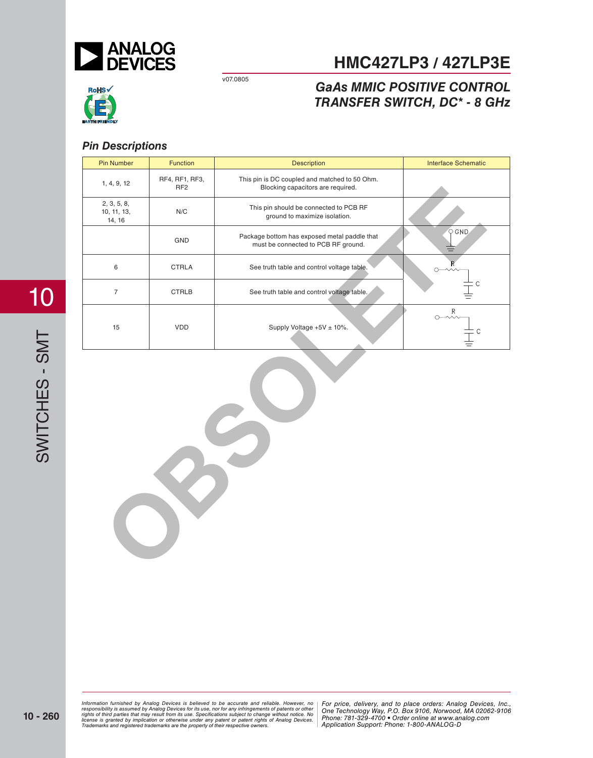# HMC427LP3 / 427LP3E

v07.0805

## GaAs MMIC POSITIVE CONTROL TRANSFER SWITCH, DC* - 8 GHz

### Pin Descriptions

| Pin Number | Function | Description | Interface Schematic |
|---|---|---|---|
| 1, 4, 9, 12 | RF4, RF1, RF3, RF2 | This pin is DC coupled and matched to 50 Ohm. Blocking capacitors are required. | |
| 2, 3, 5, 8, 10, 11, 13, 14, 16 | N/C | This pin should be connected to PCB RF ground to maximize isolation. | |
| | GND | Package bottom has exposed metal paddle that must be connected to PCB RF ground. | GND |
| 6 | CTRLA | See truth table and control voltage table. | R, C |
| 7 | CTRLB | See truth table and control voltage table. | |
| 15 | VDD | Supply Voltage +5V ± 10%. | R, C |

OBSOLETE

Information furnished by Analog Devices is believed to be accurate and reliable. However, no responsibility is assumed by Analog Devices for its use, nor for any infringements of patents or other rights of third parties that may result from its use. Specifications subject to change without notice. No license is granted by implication or otherwise under any patent or patent rights of Analog Devices. Trademarks and registered trademarks are the property of their respective owners.

For price, delivery, and to place orders: Analog Devices, Inc., One Technology Way, P.O. Box 9106, Norwood, MA 02062-9106
Phone: 781-329-4700 • Order online at www.analog.com
Application Support: Phone: 1-800-ANALOG-D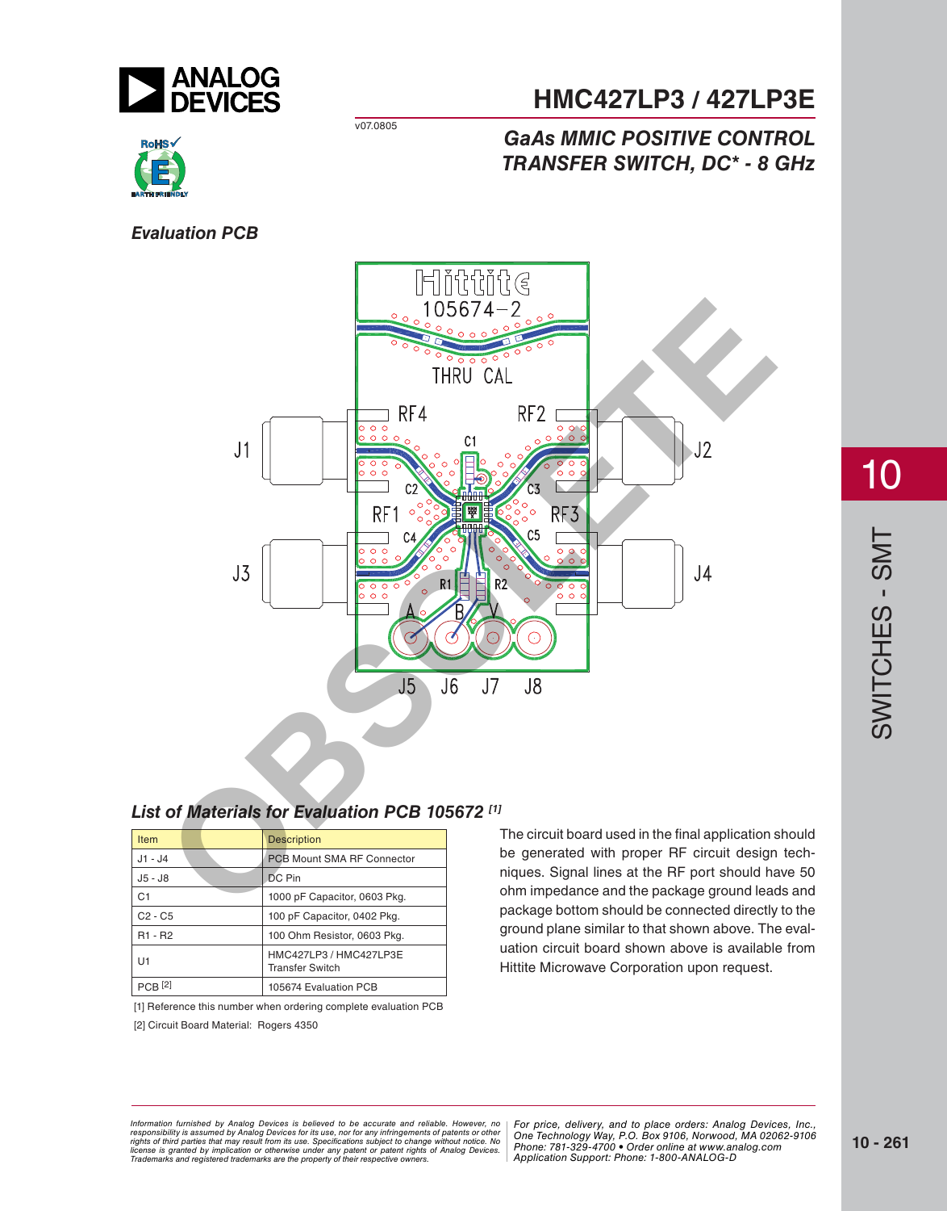## Evaluation PCB

### List of Materials for Evaluation PCB 105672 [1]

| Item | Description |
|---|---|
| J1 - J4 | PCB Mount SMA RF Connector |
| J5 - J8 | DC Pin |
| C1 | 1000 pF Capacitor, 0603 Pkg. |
| C2 - C5 | 100 pF Capacitor, 0402 Pkg. |
| R1 - R2 | 100 Ohm Resistor, 0603 Pkg. |
| U1 | HMC427LP3 / HMC427LP3E Transfer Switch |
| PCB [2] | 105674 Evaluation PCB |

[1] Reference this number when ordering complete evaluation PCB

[2] Circuit Board Material: Rogers 4350

The circuit board used in the final application should be generated with proper RF circuit design techniques. Signal lines at the RF port should have 50 ohm impedance and the package ground leads and package bottom should be connected directly to the ground plane similar to that shown above. The evaluation circuit board shown above is available from Hittite Microwave Corporation upon request.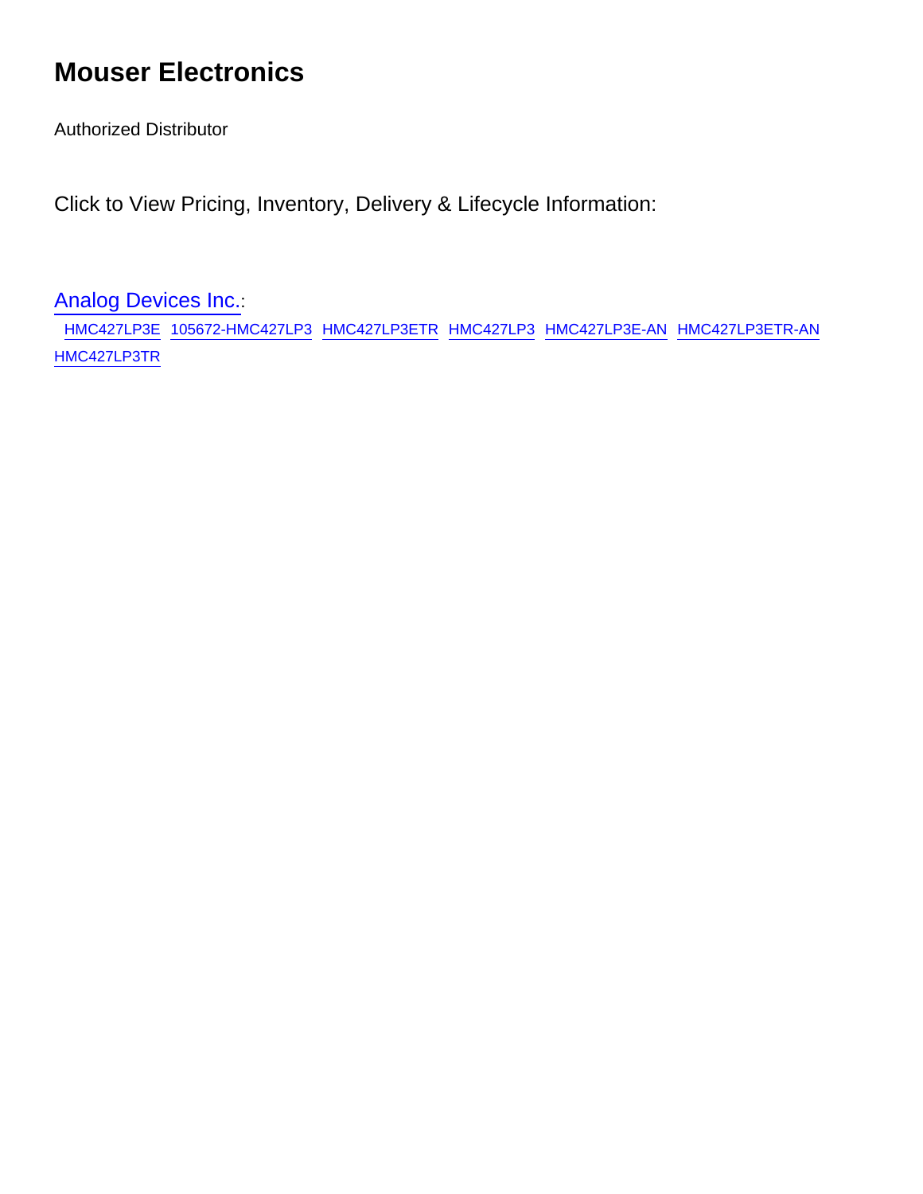# Mouser Electronics

Authorized Distributor

Click to View Pricing, Inventory, Delivery & Lifecycle Information:

Analog Devices Inc.:

HMC427LP3E 105672-HMC427LP3 HMC427LP3ETR HMC427LP3 HMC427LP3E-AN HMC427LP3ETR-AN HMC427LP3TR